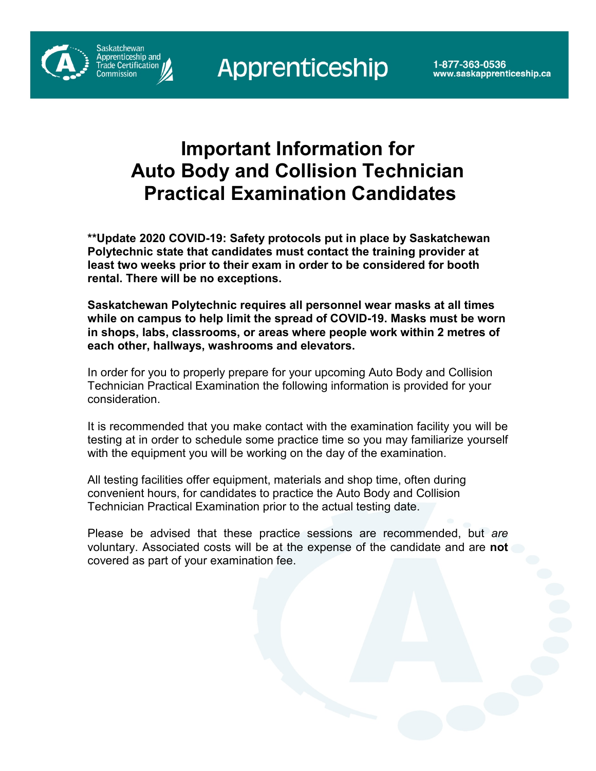# Important Information for Auto Body and Collision Technician Practical Examination Candidates

**\*\*Update 2020 COVID-19: Safety protocols put in place by Saskatchewan Polytechnic state that candidates must contact the training provider at least two weeks prior to their exam in order to be considered for booth rental. There will be no exceptions.**

**Saskatchewan Polytechnic requires all personnel wear masks at all times while on campus to help limit the spread of COVID-19. Masks must be worn in shops, labs, classrooms, or areas where people work within 2 metres of each other, hallways, washrooms and elevators.**

In order for you to properly prepare for your upcoming Auto Body and Collision Technician Practical Examination the following information is provided for your consideration.

It is recommended that you make contact with the examination facility you will be testing at in order to schedule some practice time so you may familiarize yourself with the equipment you will be working on the day of the examination.

All testing facilities offer equipment, materials and shop time, often during convenient hours, for candidates to practice the Auto Body and Collision Technician Practical Examination prior to the actual testing date.

Please be advised that these practice sessions are recommended, but *are* voluntary. Associated costs will be at the expense of the candidate and are **not** covered as part of your examination fee.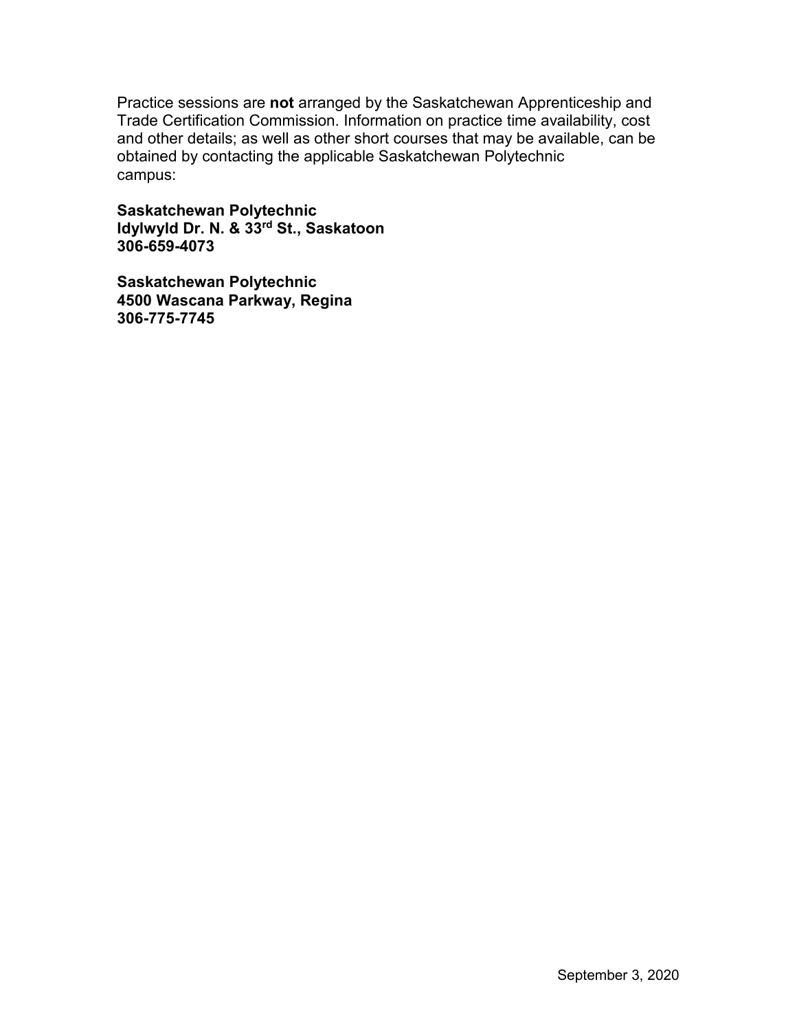Practice sessions are **not** arranged by the Saskatchewan Apprenticeship and Trade Certification Commission. Information on practice time availability, cost and other details; as well as other short courses that may be available, can be obtained by contacting the applicable Saskatchewan Polytechnic campus:

**Saskatchewan Polytechnic**
**Idylwyld Dr. N. & 33rd St., Saskatoon**
**306-659-4073**

**Saskatchewan Polytechnic**
**4500 Wascana Parkway, Regina**
**306-775-7745**

September 3, 2020